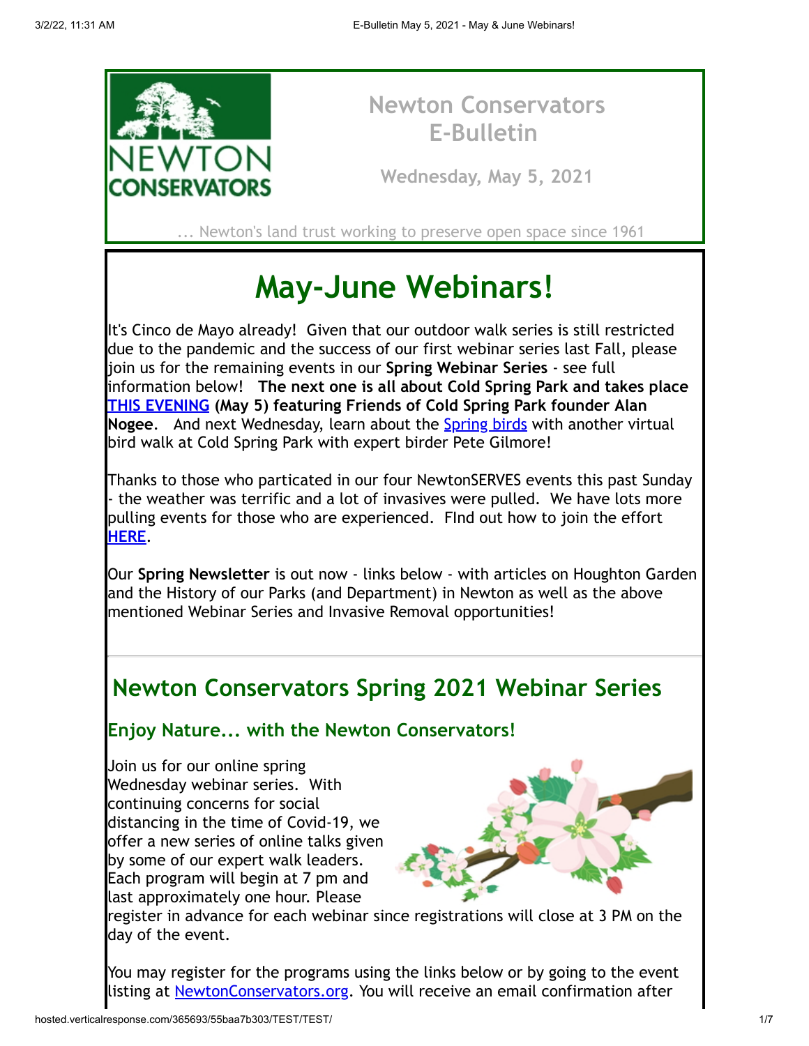# Newton Conservators E-Bulletin

**Wednesday, May 5, 2021**

... Newton's land trust working to preserve open space since 1961

# May-June Webinars!

It's Cinco de Mayo already! Given that our outdoor walk series is still restricted due to the pandemic and the success of our first webinar series last Fall, please join us for the remaining events in our **Spring Webinar Series** - see full information below! **The next one is all about Cold Spring Park and takes place THIS EVENING (May 5) featuring Friends of Cold Spring Park founder Alan Nogee**. And next Wednesday, learn about the Spring birds with another virtual bird walk at Cold Spring Park with expert birder Pete Gilmore!

Thanks to those who particated in our four NewtonSERVES events this past Sunday - the weather was terrific and a lot of invasives were pulled. We have lots more pulling events for those who are experienced. FInd out how to join the effort **HERE**.

Our **Spring Newsletter** is out now - links below - with articles on Houghton Garden and the History of our Parks (and Department) in Newton as well as the above mentioned Webinar Series and Invasive Removal opportunities!

## Newton Conservators Spring 2021 Webinar Series

### Enjoy Nature... with the Newton Conservators!

Join us for our online spring Wednesday webinar series. With continuing concerns for social distancing in the time of Covid-19, we offer a new series of online talks given by some of our expert walk leaders. Each program will begin at 7 pm and last approximately one hour. Please register in advance for each webinar since registrations will close at 3 PM on the day of the event.

You may register for the programs using the links below or by going to the event listing at NewtonConservators.org. You will receive an email confirmation after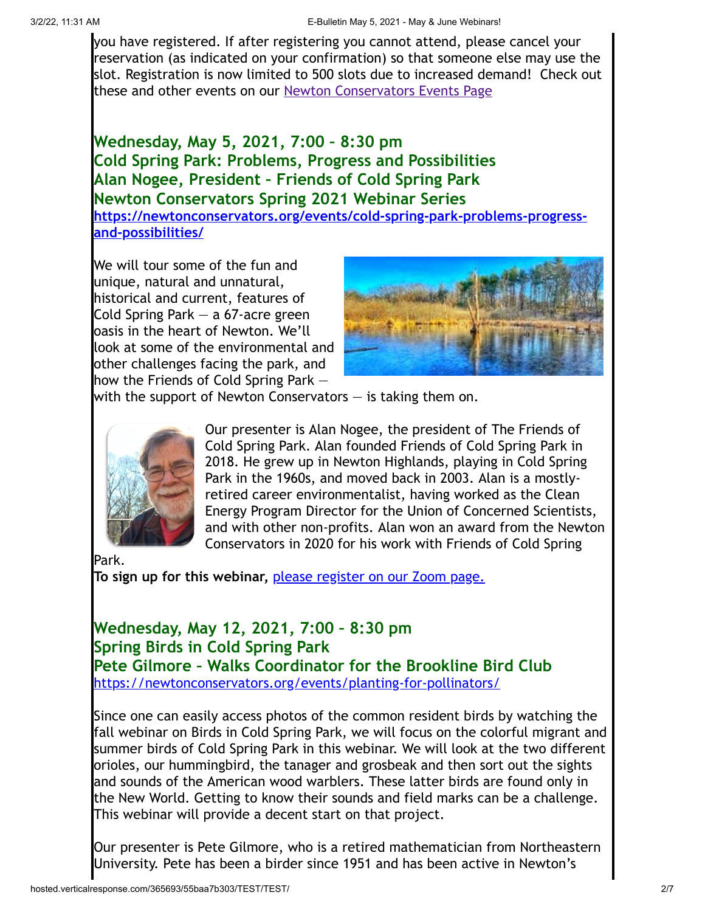you have registered. If after registering you cannot attend, please cancel your reservation (as indicated on your confirmation) so that someone else may use the slot. Registration is now limited to 500 slots due to increased demand! Check out these and other events on our [Newton Conservators Events Page](Newton Conservators Events Page)

## Wednesday, May 5, 2021, 7:00 – 8:30 pm
## Cold Spring Park: Problems, Progress and Possibilities
## Alan Nogee, President – Friends of Cold Spring Park
## Newton Conservators Spring 2021 Webinar Series

**https://newtonconservators.org/events/cold-spring-park-problems-progress-and-possibilities/**

We will tour some of the fun and unique, natural and unnatural, historical and current, features of Cold Spring Park — a 67-acre green oasis in the heart of Newton. We'll look at some of the environmental and other challenges facing the park, and how the Friends of Cold Spring Park — with the support of Newton Conservators — is taking them on.

Our presenter is Alan Nogee, the president of The Friends of Cold Spring Park. Alan founded Friends of Cold Spring Park in 2018. He grew up in Newton Highlands, playing in Cold Spring Park in the 1960s, and moved back in 2003. Alan is a mostly-retired career environmentalist, having worked as the Clean Energy Program Director for the Union of Concerned Scientists, and with other non-profits. Alan won an award from the Newton Conservators in 2020 for his work with Friends of Cold Spring Park.

**To sign up for this webinar,** please register on our Zoom page.

## Wednesday, May 12, 2021, 7:00 – 8:30 pm
## Spring Birds in Cold Spring Park
## Pete Gilmore – Walks Coordinator for the Brookline Bird Club

https://newtonconservators.org/events/planting-for-pollinators/

Since one can easily access photos of the common resident birds by watching the fall webinar on Birds in Cold Spring Park, we will focus on the colorful migrant and summer birds of Cold Spring Park in this webinar. We will look at the two different orioles, our hummingbird, the tanager and grosbeak and then sort out the sights and sounds of the American wood warblers. These latter birds are found only in the New World. Getting to know their sounds and field marks can be a challenge. This webinar will provide a decent start on that project.

Our presenter is Pete Gilmore, who is a retired mathematician from Northeastern University. Pete has been a birder since 1951 and has been active in Newton's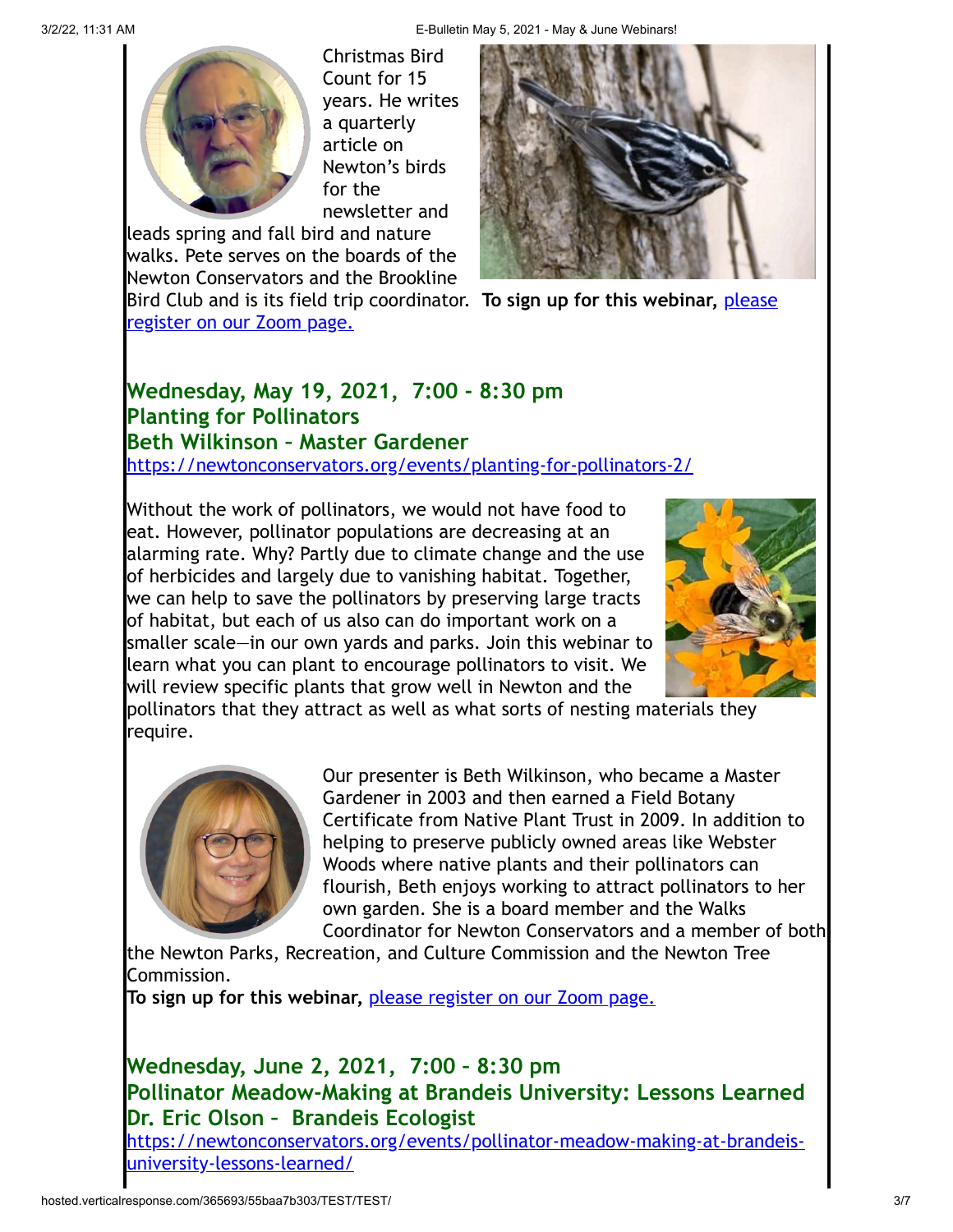Christmas Bird Count for 15 years. He writes a quarterly article on Newton's birds for the newsletter and leads spring and fall bird and nature walks. Pete serves on the boards of the Newton Conservators and the Brookline Bird Club and is its field trip coordinator. **To sign up for this webinar,** please register on our Zoom page.

## Wednesday, May 19, 2021, 7:00 - 8:30 pm
## Planting for Pollinators
## Beth Wilkinson – Master Gardener

https://newtonconservators.org/events/planting-for-pollinators-2/

Without the work of pollinators, we would not have food to eat. However, pollinator populations are decreasing at an alarming rate. Why? Partly due to climate change and the use of herbicides and largely due to vanishing habitat. Together, we can help to save the pollinators by preserving large tracts of habitat, but each of us also can do important work on a smaller scale—in our own yards and parks. Join this webinar to learn what you can plant to encourage pollinators to visit. We will review specific plants that grow well in Newton and the pollinators that they attract as well as what sorts of nesting materials they require.

Our presenter is Beth Wilkinson, who became a Master Gardener in 2003 and then earned a Field Botany Certificate from Native Plant Trust in 2009. In addition to helping to preserve publicly owned areas like Webster Woods where native plants and their pollinators can flourish, Beth enjoys working to attract pollinators to her own garden. She is a board member and the Walks Coordinator for Newton Conservators and a member of both the Newton Parks, Recreation, and Culture Commission and the Newton Tree Commission.

**To sign up for this webinar,** please register on our Zoom page.

## Wednesday, June 2, 2021, 7:00 – 8:30 pm
## Pollinator Meadow-Making at Brandeis University: Lessons Learned
## Dr. Eric Olson – Brandeis Ecologist

https://newtonconservators.org/events/pollinator-meadow-making-at-brandeis-university-lessons-learned/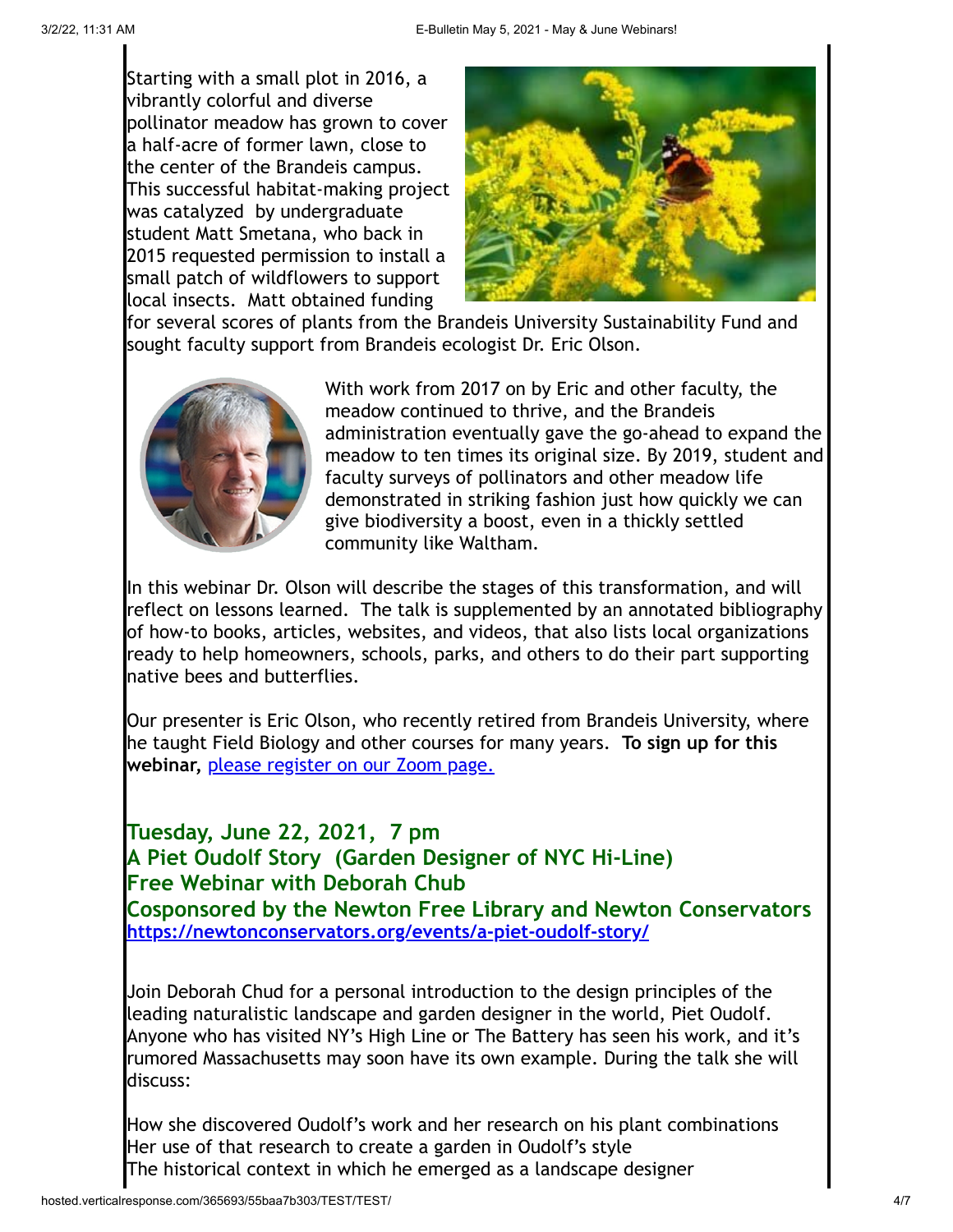Starting with a small plot in 2016, a vibrantly colorful and diverse pollinator meadow has grown to cover a half-acre of former lawn, close to the center of the Brandeis campus. This successful habitat-making project was catalyzed by undergraduate student Matt Smetana, who back in 2015 requested permission to install a small patch of wildflowers to support local insects. Matt obtained funding for several scores of plants from the Brandeis University Sustainability Fund and sought faculty support from Brandeis ecologist Dr. Eric Olson.

With work from 2017 on by Eric and other faculty, the meadow continued to thrive, and the Brandeis administration eventually gave the go-ahead to expand the meadow to ten times its original size. By 2019, student and faculty surveys of pollinators and other meadow life demonstrated in striking fashion just how quickly we can give biodiversity a boost, even in a thickly settled community like Waltham.

In this webinar Dr. Olson will describe the stages of this transformation, and will reflect on lessons learned. The talk is supplemented by an annotated bibliography of how-to books, articles, websites, and videos, that also lists local organizations ready to help homeowners, schools, parks, and others to do their part supporting native bees and butterflies.

Our presenter is Eric Olson, who recently retired from Brandeis University, where he taught Field Biology and other courses for many years. **To sign up for this webinar,** please register on our Zoom page.

### Tuesday, June 22, 2021, 7 pm
### A Piet Oudolf Story (Garden Designer of NYC Hi-Line)
### Free Webinar with Deborah Chub
### Cosponsored by the Newton Free Library and Newton Conservators
**https://newtonconservators.org/events/a-piet-oudolf-story/**

Join Deborah Chud for a personal introduction to the design principles of the leading naturalistic landscape and garden designer in the world, Piet Oudolf. Anyone who has visited NY's High Line or The Battery has seen his work, and it's rumored Massachusetts may soon have its own example. During the talk she will discuss:

How she discovered Oudolf's work and her research on his plant combinations
Her use of that research to create a garden in Oudolf's style
The historical context in which he emerged as a landscape designer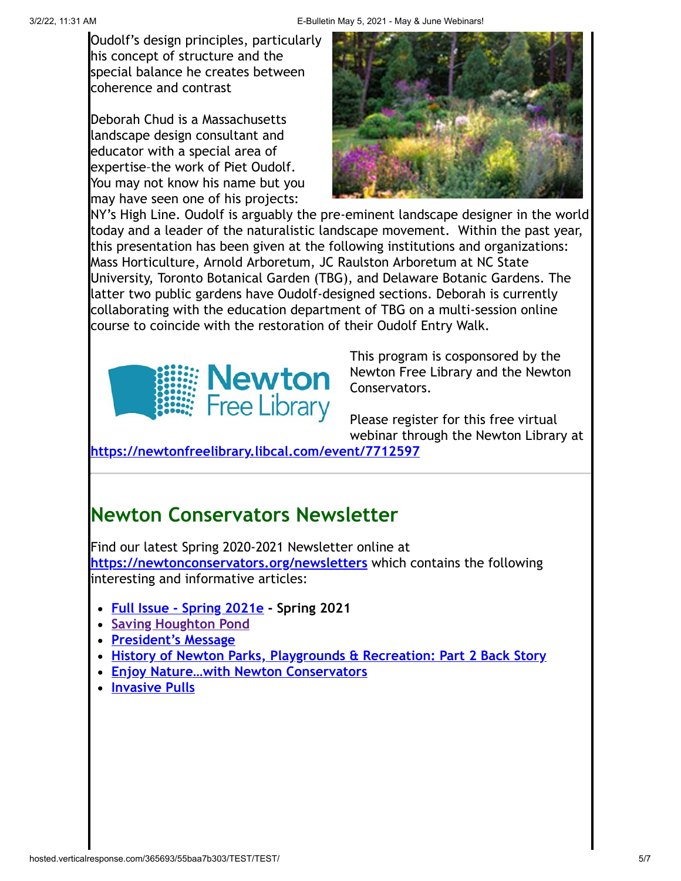Oudolf's design principles, particularly his concept of structure and the special balance he creates between coherence and contrast

Deborah Chud is a Massachusetts landscape design consultant and educator with a special area of expertise–the work of Piet Oudolf. You may not know his name but you may have seen one of his projects: NY's High Line. Oudolf is arguably the pre-eminent landscape designer in the world today and a leader of the naturalistic landscape movement. Within the past year, this presentation has been given at the following institutions and organizations: Mass Horticulture, Arnold Arboretum, JC Raulston Arboretum at NC State University, Toronto Botanical Garden (TBG), and Delaware Botanic Gardens. The latter two public gardens have Oudolf-designed sections. Deborah is currently collaborating with the education department of TBG on a multi-session online course to coincide with the restoration of their Oudolf Entry Walk.

This program is cosponsored by the Newton Free Library and the Newton Conservators.

Please register for this free virtual webinar through the Newton Library at **https://newtonfreelibrary.libcal.com/event/7712597**

## Newton Conservators Newsletter

Find our latest Spring 2020-2021 Newsletter online at **https://newtonconservators.org/newsletters** which contains the following interesting and informative articles:

- **Full Issue - Spring 2021e - Spring 2021**
- **Saving Houghton Pond**
- **President's Message**
- **History of Newton Parks, Playgrounds & Recreation: Part 2 Back Story**
- **Enjoy Nature…with Newton Conservators**
- **Invasive Pulls**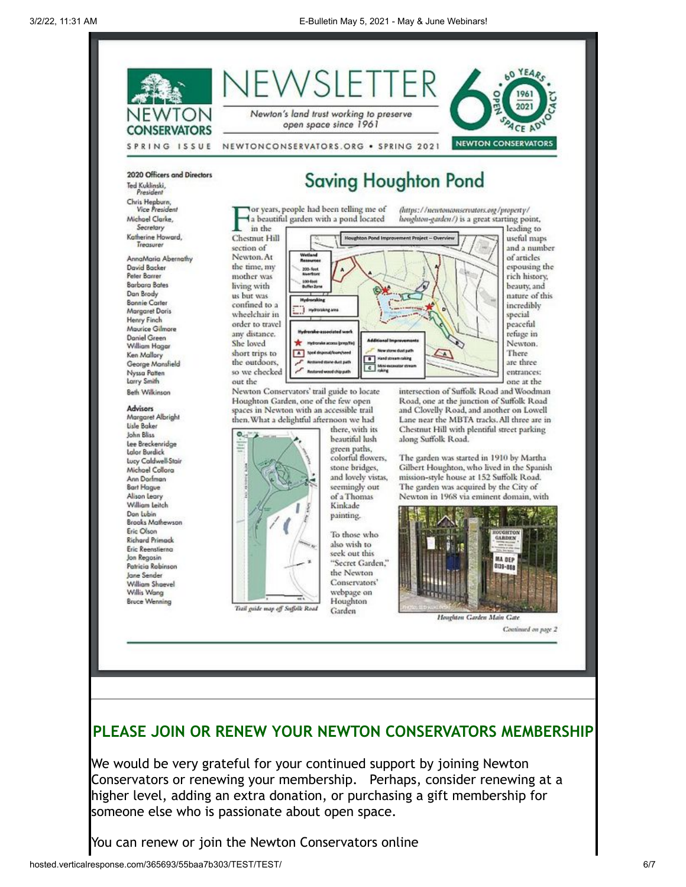# NEWSLETTER

NEWTON CONSERVATORS

*Newton's land trust working to preserve open space since 1961*

60 YEARS 1961 2021 OPEN SPACE ADVOCACY

NEWTON CONSERVATORS

SPRING ISSUE NEWTONCONSERVATORS.ORG • SPRING 2021

**2020 Officers and Directors**

Ted Kuklinski, *President*
Chris Hepburn, *Vice President*
Michael Clarke, *Secretary*
Katherine Howard, *Treasurer*

AnnaMaria Abernathy
David Backer
Peter Barrer
Barbara Bates
Dan Brody
Bonnie Carter
Margaret Doris
Henry Finch
Maurice Gilmore
Daniel Green
William Hagar
Ken Mallory
George Mansfield
Nyssa Patten
Larry Smith
Beth Wilkinson

**Advisors**

Margaret Albright
Lisle Baker
John Bliss
Lee Breckenridge
Lalor Burdick
Lucy Caldwell-Stair
Michael Collora
Ann Dorfman
Bart Hague
Alison Leary
William Leitch
Don Lubin
Brooks Mathewson
Eric Olson
Richard Primack
Eric Reenstierna
Jon Regosin
Patricia Robinson
Jane Sender
William Shaevel
Willis Wang
Bruce Wenning

## Saving Houghton Pond

For years, people had been telling me of a beautiful garden with a pond located in the Chestnut Hill section of Newton. At the time, my mother was living with us but was confined to a wheelchair in order to travel any distance. She loved short trips to the outdoors, so we checked out the Newton Conservators' trail guide to locate Houghton Garden, one of the few open spaces in Newton with an accessible trail then. What a delightful afternoon we had there, with its beautiful lush green paths, colorful flowers, stone bridges, and lovely vistas, seemingly out of a Thomas Kinkade painting.

To those who also wish to seek out this "Secret Garden," the Newton Conservators' webpage on Houghton Garden (*https://newtonconservators.org/property/houghton-garden/*) is a great starting point, leading to useful maps and a number of articles espousing the rich history, beauty, and nature of this incredibly special peaceful refuge in Newton. There are three entrances: one at the intersection of Suffolk Road and Woodman Road, one at the junction of Suffolk Road and Clovelly Road, and another on Lowell Lane near the MBTA tracks. All three are in Chestnut Hill with plentiful street parking along Suffolk Road.

The garden was started in 1910 by Martha Gilbert Houghton, who lived in the Spanish mission-style house at 152 Suffolk Road. The garden was acquired by the City of Newton in 1968 via eminent domain, with

*Trail guide map off Suffolk Road*

*Houghton Garden Main Gate*

*Continued on page 2*

## PLEASE JOIN OR RENEW YOUR NEWTON CONSERVATORS MEMBERSHIP

We would be very grateful for your continued support by joining Newton Conservators or renewing your membership. Perhaps, consider renewing at a higher level, adding an extra donation, or purchasing a gift membership for someone else who is passionate about open space.

You can renew or join the Newton Conservators online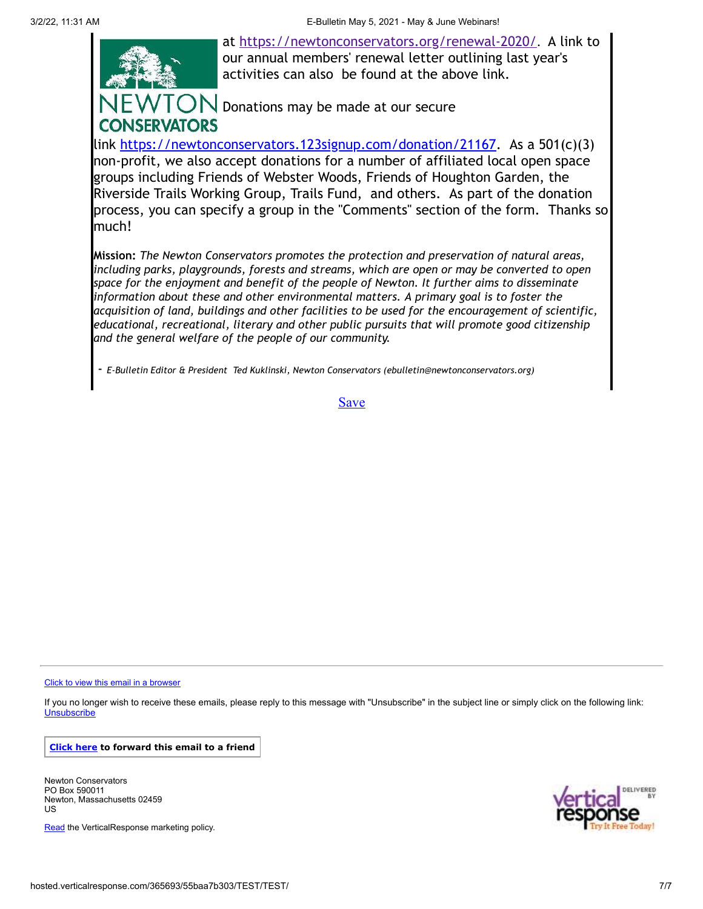at https://newtonconservators.org/renewal-2020/. A link to our annual members' renewal letter outlining last year's activities can also be found at the above link.

Donations may be made at our secure link https://newtonconservators.123signup.com/donation/21167. As a 501(c)(3) non-profit, we also accept donations for a number of affiliated local open space groups including Friends of Webster Woods, Friends of Houghton Garden, the Riverside Trails Working Group, Trails Fund, and others. As part of the donation process, you can specify a group in the "Comments" section of the form. Thanks so much!

**Mission:** *The Newton Conservators promotes the protection and preservation of natural areas, including parks, playgrounds, forests and streams, which are open or may be converted to open space for the enjoyment and benefit of the people of Newton. It further aims to disseminate information about these and other environmental matters. A primary goal is to foster the acquisition of land, buildings and other facilities to be used for the encouragement of scientific, educational, recreational, literary and other public pursuits that will promote good citizenship and the general welfare of the people of our community.*

- *E-Bulletin Editor & President Ted Kuklinski, Newton Conservators (ebulletin@newtonconservators.org)*

Save

---

Click to view this email in a browser

If you no longer wish to receive these emails, please reply to this message with "Unsubscribe" in the subject line or simply click on the following link: Unsubscribe

**Click here to forward this email to a friend**

Newton Conservators
PO Box 590011
Newton, Massachusetts 02459
US

Read the VerticalResponse marketing policy.